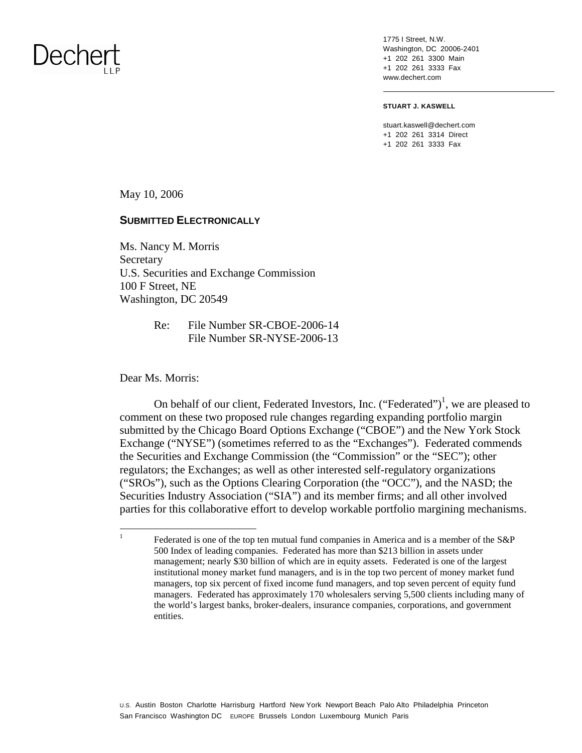Dechert LLP

1775 I Street, N.W.
Washington, DC 20006-2401
+1 202 261 3300 Main
+1 202 261 3333 Fax
www.dechert.com

**STUART J. KASWELL**

stuart.kaswell@dechert.com
+1 202 261 3314 Direct
+1 202 261 3333 Fax

May 10, 2006

**SUBMITTED ELECTRONICALLY**

Ms. Nancy M. Morris
Secretary
U.S. Securities and Exchange Commission
100 F Street, NE
Washington, DC 20549

Re: File Number SR-CBOE-2006-14
File Number SR-NYSE-2006-13

Dear Ms. Morris:

On behalf of our client, Federated Investors, Inc. ("Federated")[1], we are pleased to comment on these two proposed rule changes regarding expanding portfolio margin submitted by the Chicago Board Options Exchange ("CBOE") and the New York Stock Exchange ("NYSE") (sometimes referred to as the "Exchanges"). Federated commends the Securities and Exchange Commission (the "Commission" or the "SEC"); other regulators; the Exchanges; as well as other interested self-regulatory organizations ("SROs"), such as the Options Clearing Corporation (the "OCC"), and the NASD; the Securities Industry Association ("SIA") and its member firms; and all other involved parties for this collaborative effort to develop workable portfolio margining mechanisms.

[1] Federated is one of the top ten mutual fund companies in America and is a member of the S&P 500 Index of leading companies. Federated has more than $213 billion in assets under management; nearly $30 billion of which are in equity assets. Federated is one of the largest institutional money market fund managers, and is in the top two percent of money market fund managers, top six percent of fixed income fund managers, and top seven percent of equity fund managers. Federated has approximately 170 wholesalers serving 5,500 clients including many of the world's largest banks, broker-dealers, insurance companies, corporations, and government entities.

U.S. Austin Boston Charlotte Harrisburg Hartford New York Newport Beach Palo Alto Philadelphia Princeton San Francisco Washington DC EUROPE Brussels London Luxembourg Munich Paris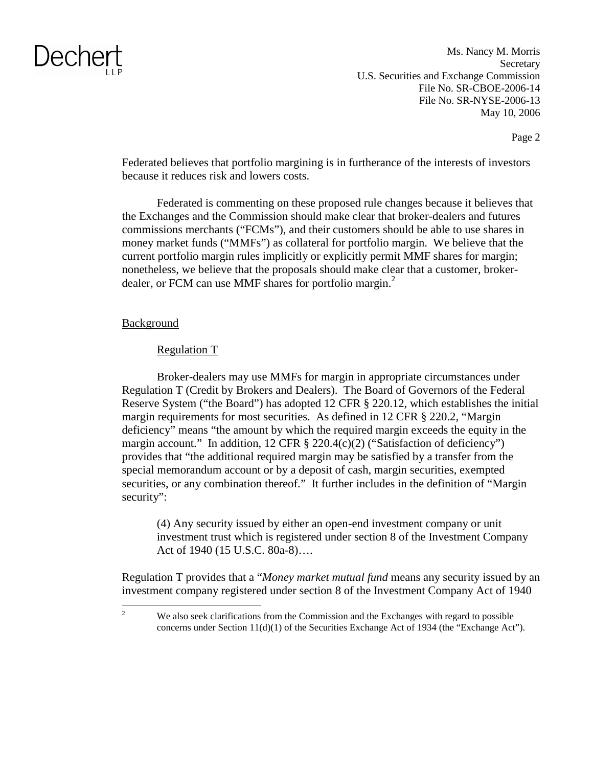Federated believes that portfolio margining is in furtherance of the interests of investors because it reduces risk and lowers costs.

Federated is commenting on these proposed rule changes because it believes that the Exchanges and the Commission should make clear that broker-dealers and futures commissions merchants ("FCMs"), and their customers should be able to use shares in money market funds ("MMFs") as collateral for portfolio margin. We believe that the current portfolio margin rules implicitly or explicitly permit MMF shares for margin; nonetheless, we believe that the proposals should make clear that a customer, broker-dealer, or FCM can use MMF shares for portfolio margin.[2]

## Background

### Regulation T

Broker-dealers may use MMFs for margin in appropriate circumstances under Regulation T (Credit by Brokers and Dealers). The Board of Governors of the Federal Reserve System ("the Board") has adopted 12 CFR § 220.12, which establishes the initial margin requirements for most securities. As defined in 12 CFR § 220.2, "Margin deficiency" means "the amount by which the required margin exceeds the equity in the margin account." In addition, 12 CFR § 220.4(c)(2) ("Satisfaction of deficiency") provides that "the additional required margin may be satisfied by a transfer from the special memorandum account or by a deposit of cash, margin securities, exempted securities, or any combination thereof." It further includes in the definition of "Margin security":

> (4) Any security issued by either an open-end investment company or unit investment trust which is registered under section 8 of the Investment Company Act of 1940 (15 U.S.C. 80a-8)….

Regulation T provides that a "*Money market mutual fund* means any security issued by an investment company registered under section 8 of the Investment Company Act of 1940

---

[2] We also seek clarifications from the Commission and the Exchanges with regard to possible concerns under Section 11(d)(1) of the Securities Exchange Act of 1934 (the "Exchange Act").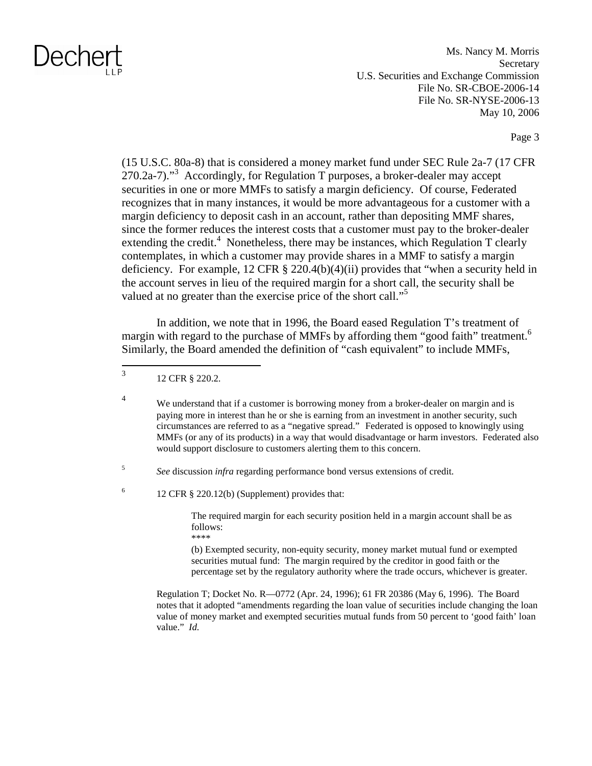(15 U.S.C. 80a-8) that is considered a money market fund under SEC Rule 2a-7 (17 CFR 270.2a-7)."[3] Accordingly, for Regulation T purposes, a broker-dealer may accept securities in one or more MMFs to satisfy a margin deficiency. Of course, Federated recognizes that in many instances, it would be more advantageous for a customer with a margin deficiency to deposit cash in an account, rather than depositing MMF shares, since the former reduces the interest costs that a customer must pay to the broker-dealer extending the credit.[4] Nonetheless, there may be instances, which Regulation T clearly contemplates, in which a customer may provide shares in a MMF to satisfy a margin deficiency. For example, 12 CFR § 220.4(b)(4)(ii) provides that "when a security held in the account serves in lieu of the required margin for a short call, the security shall be valued at no greater than the exercise price of the short call."[5]

In addition, we note that in 1996, the Board eased Regulation T's treatment of margin with regard to the purchase of MMFs by affording them "good faith" treatment.[6] Similarly, the Board amended the definition of "cash equivalent" to include MMFs,

---

[3] 12 CFR § 220.2.

[4] We understand that if a customer is borrowing money from a broker-dealer on margin and is paying more in interest than he or she is earning from an investment in another security, such circumstances are referred to as a "negative spread." Federated is opposed to knowingly using MMFs (or any of its products) in a way that would disadvantage or harm investors. Federated also would support disclosure to customers alerting them to this concern.

[5] *See* discussion *infra* regarding performance bond versus extensions of credit.

[6] 12 CFR § 220.12(b) (Supplement) provides that:

> The required margin for each security position held in a margin account shall be as follows:
> \*\*\*\*
> (b) Exempted security, non-equity security, money market mutual fund or exempted securities mutual fund: The margin required by the creditor in good faith or the percentage set by the regulatory authority where the trade occurs, whichever is greater.

Regulation T; Docket No. R—0772 (Apr. 24, 1996); 61 FR 20386 (May 6, 1996). The Board notes that it adopted "amendments regarding the loan value of securities include changing the loan value of money market and exempted securities mutual funds from 50 percent to 'good faith' loan value." *Id.*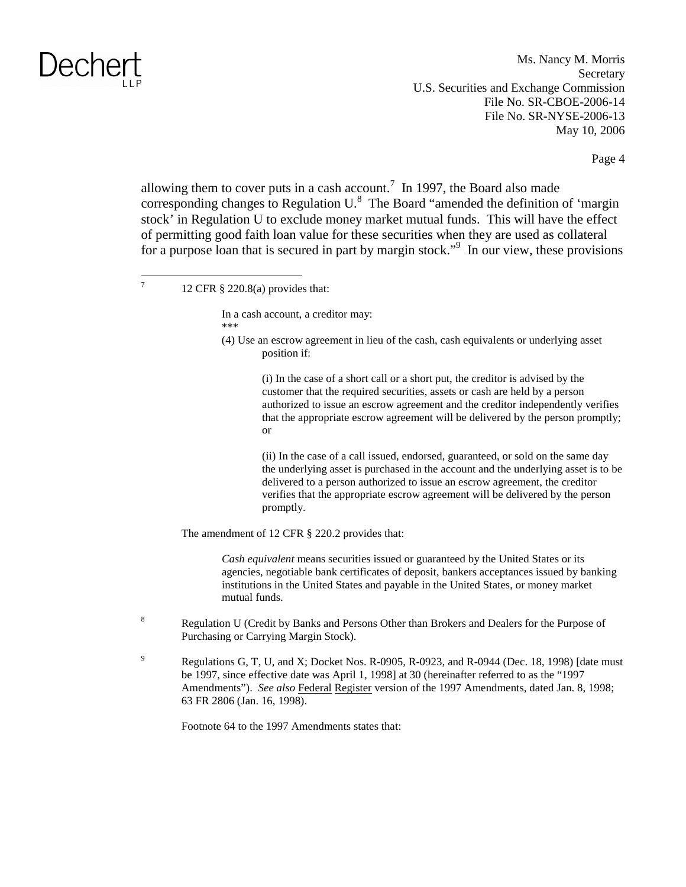allowing them to cover puts in a cash account.[7] In 1997, the Board also made corresponding changes to Regulation U.[8] The Board "amended the definition of 'margin stock' in Regulation U to exclude money market mutual funds. This will have the effect of permitting good faith loan value for these securities when they are used as collateral for a purpose loan that is secured in part by margin stock."[9] In our view, these provisions

---

[7] 12 CFR § 220.8(a) provides that:

> In a cash account, a creditor may:
> ***
> (4) Use an escrow agreement in lieu of the cash, cash equivalents or underlying asset position if:
>
> > (i) In the case of a short call or a short put, the creditor is advised by the customer that the required securities, assets or cash are held by a person authorized to issue an escrow agreement and the creditor independently verifies that the appropriate escrow agreement will be delivered by the person promptly; or
> >
> > (ii) In the case of a call issued, endorsed, guaranteed, or sold on the same day the underlying asset is purchased in the account and the underlying asset is to be delivered to a person authorized to issue an escrow agreement, the creditor verifies that the appropriate escrow agreement will be delivered by the person promptly.

The amendment of 12 CFR § 220.2 provides that:

> *Cash equivalent* means securities issued or guaranteed by the United States or its agencies, negotiable bank certificates of deposit, bankers acceptances issued by banking institutions in the United States and payable in the United States, or money market mutual funds.

[8] Regulation U (Credit by Banks and Persons Other than Brokers and Dealers for the Purpose of Purchasing or Carrying Margin Stock).

[9] Regulations G, T, U, and X; Docket Nos. R-0905, R-0923, and R-0944 (Dec. 18, 1998) [date must be 1997, since effective date was April 1, 1998] at 30 (hereinafter referred to as the "1997 Amendments"). *See also* Federal Register version of the 1997 Amendments, dated Jan. 8, 1998; 63 FR 2806 (Jan. 16, 1998).

Footnote 64 to the 1997 Amendments states that: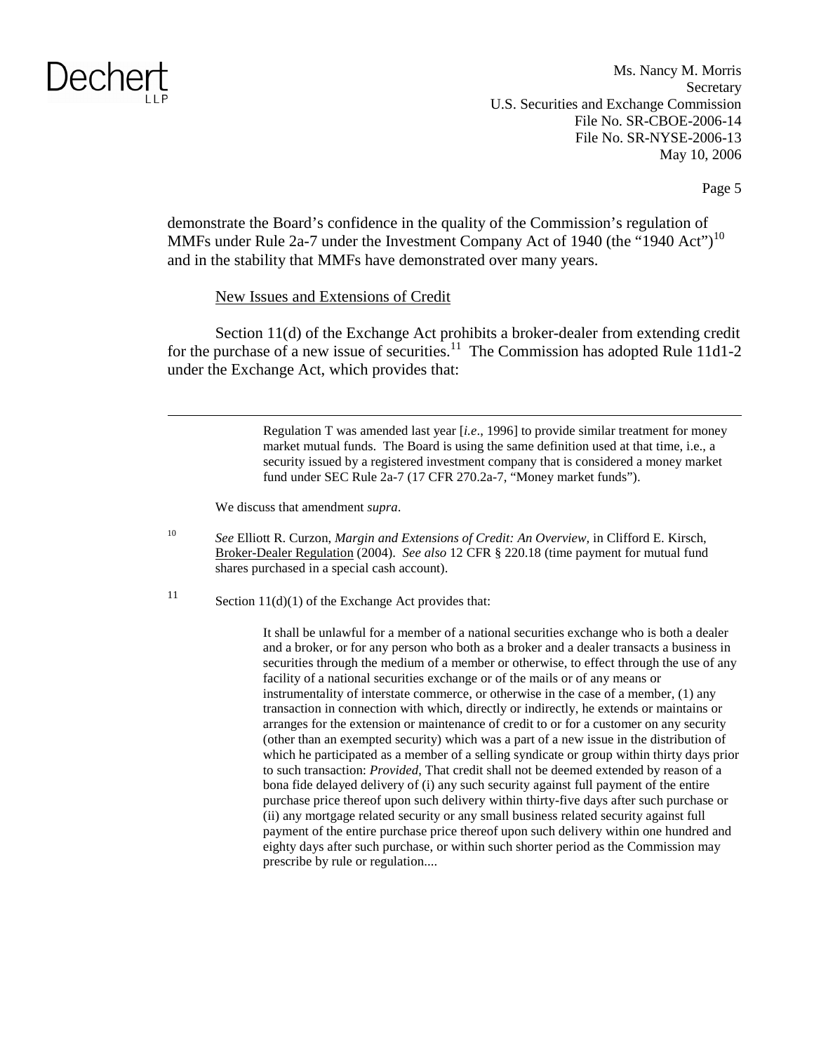demonstrate the Board's confidence in the quality of the Commission's regulation of MMFs under Rule 2a-7 under the Investment Company Act of 1940 (the "1940 Act")[10] and in the stability that MMFs have demonstrated over many years.

New Issues and Extensions of Credit

Section 11(d) of the Exchange Act prohibits a broker-dealer from extending credit for the purchase of a new issue of securities.[11] The Commission has adopted Rule 11d1-2 under the Exchange Act, which provides that:

---

> Regulation T was amended last year [*i.e.*, 1996] to provide similar treatment for money market mutual funds. The Board is using the same definition used at that time, i.e., a security issued by a registered investment company that is considered a money market fund under SEC Rule 2a-7 (17 CFR 270.2a-7, "Money market funds").

We discuss that amendment *supra*.

[10] *See* Elliott R. Curzon, *Margin and Extensions of Credit: An Overview*, in Clifford E. Kirsch, Broker-Dealer Regulation (2004). *See also* 12 CFR § 220.18 (time payment for mutual fund shares purchased in a special cash account).

[11] Section 11(d)(1) of the Exchange Act provides that:

> It shall be unlawful for a member of a national securities exchange who is both a dealer and a broker, or for any person who both as a broker and a dealer transacts a business in securities through the medium of a member or otherwise, to effect through the use of any facility of a national securities exchange or of the mails or of any means or instrumentality of interstate commerce, or otherwise in the case of a member, (1) any transaction in connection with which, directly or indirectly, he extends or maintains or arranges for the extension or maintenance of credit to or for a customer on any security (other than an exempted security) which was a part of a new issue in the distribution of which he participated as a member of a selling syndicate or group within thirty days prior to such transaction: *Provided*, That credit shall not be deemed extended by reason of a bona fide delayed delivery of (i) any such security against full payment of the entire purchase price thereof upon such delivery within thirty-five days after such purchase or (ii) any mortgage related security or any small business related security against full payment of the entire purchase price thereof upon such delivery within one hundred and eighty days after such purchase, or within such shorter period as the Commission may prescribe by rule or regulation....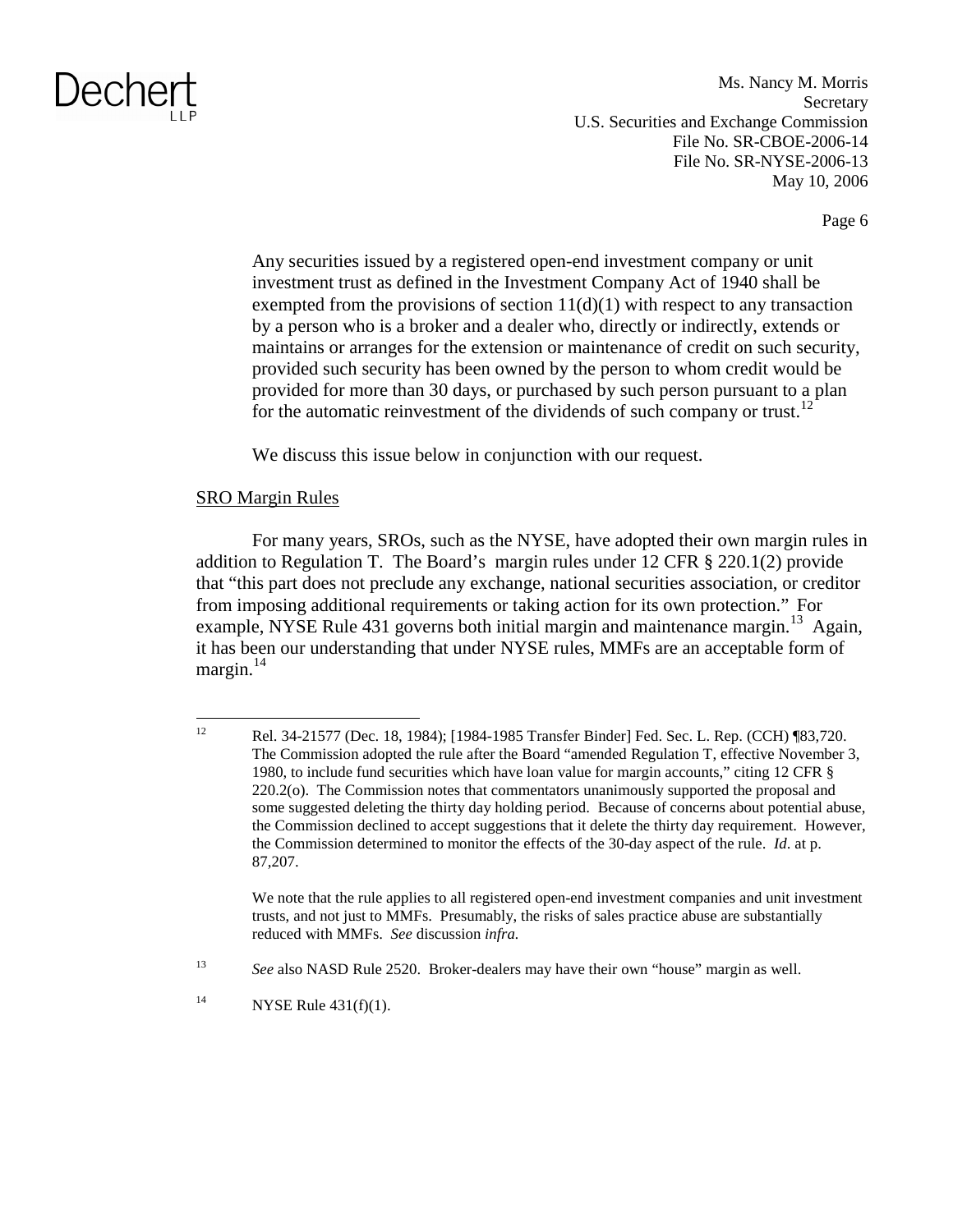> Any securities issued by a registered open-end investment company or unit investment trust as defined in the Investment Company Act of 1940 shall be exempted from the provisions of section 11(d)(1) with respect to any transaction by a person who is a broker and a dealer who, directly or indirectly, extends or maintains or arranges for the extension or maintenance of credit on such security, provided such security has been owned by the person to whom credit would be provided for more than 30 days, or purchased by such person pursuant to a plan for the automatic reinvestment of the dividends of such company or trust.[12]

We discuss this issue below in conjunction with our request.

<u>SRO Margin Rules</u>

For many years, SROs, such as the NYSE, have adopted their own margin rules in addition to Regulation T. The Board's margin rules under 12 CFR § 220.1(2) provide that "this part does not preclude any exchange, national securities association, or creditor from imposing additional requirements or taking action for its own protection." For example, NYSE Rule 431 governs both initial margin and maintenance margin.[13] Again, it has been our understanding that under NYSE rules, MMFs are an acceptable form of margin.[14]

---

[12] Rel. 34-21577 (Dec. 18, 1984); [1984-1985 Transfer Binder] Fed. Sec. L. Rep. (CCH) ¶83,720. The Commission adopted the rule after the Board "amended Regulation T, effective November 3, 1980, to include fund securities which have loan value for margin accounts," citing 12 CFR § 220.2(o). The Commission notes that commentators unanimously supported the proposal and some suggested deleting the thirty day holding period. Because of concerns about potential abuse, the Commission declined to accept suggestions that it delete the thirty day requirement. However, the Commission determined to monitor the effects of the 30-day aspect of the rule. *Id*. at p. 87,207.

We note that the rule applies to all registered open-end investment companies and unit investment trusts, and not just to MMFs. Presumably, the risks of sales practice abuse are substantially reduced with MMFs. *See* discussion *infra.*

[13] *See* also NASD Rule 2520. Broker-dealers may have their own "house" margin as well.

[14] NYSE Rule 431(f)(1).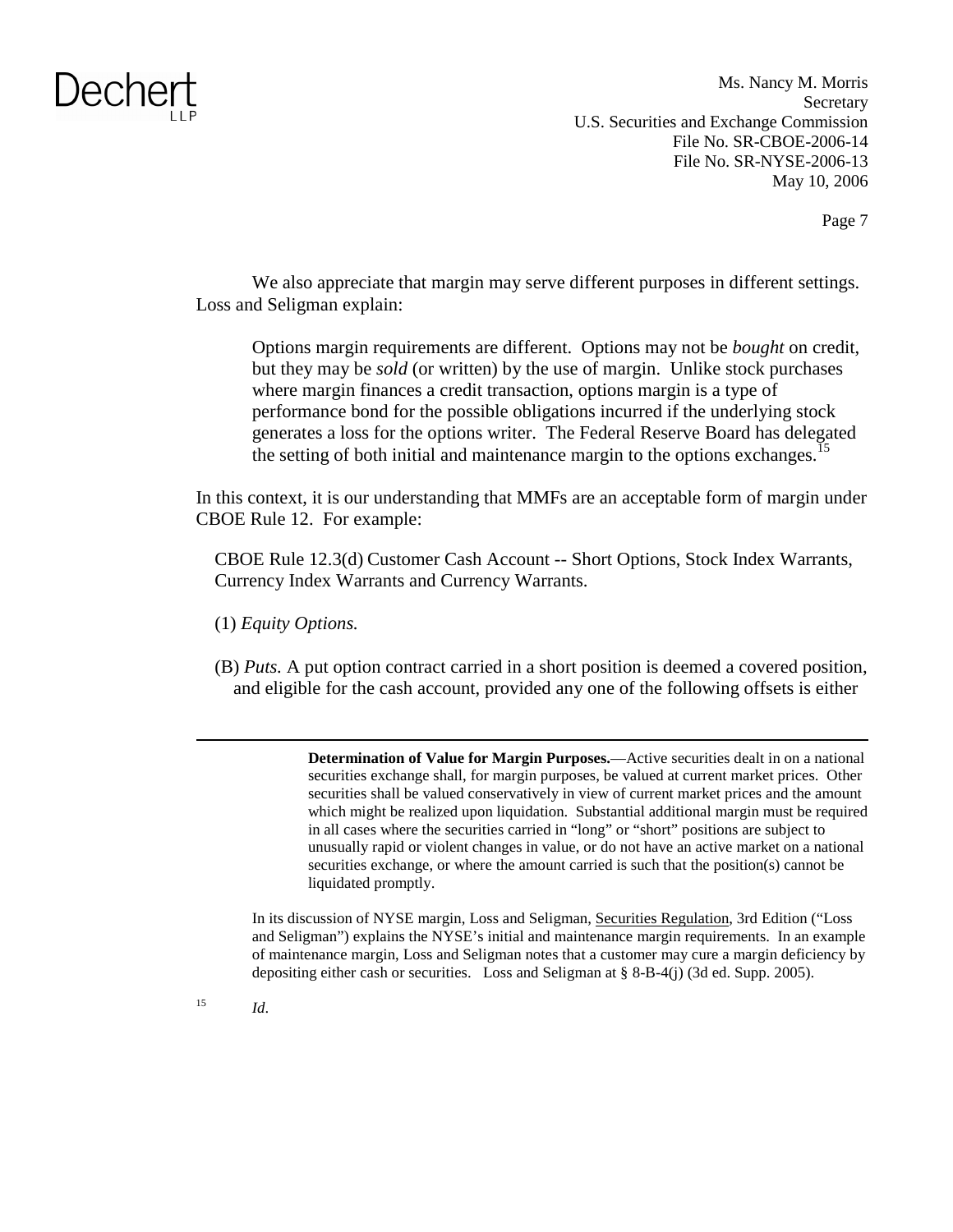We also appreciate that margin may serve different purposes in different settings. Loss and Seligman explain:

> Options margin requirements are different. Options may not be *bought* on credit, but they may be *sold* (or written) by the use of margin. Unlike stock purchases where margin finances a credit transaction, options margin is a type of performance bond for the possible obligations incurred if the underlying stock generates a loss for the options writer. The Federal Reserve Board has delegated the setting of both initial and maintenance margin to the options exchanges.[15]

In this context, it is our understanding that MMFs are an acceptable form of margin under CBOE Rule 12. For example:

> CBOE Rule 12.3(d) Customer Cash Account -- Short Options, Stock Index Warrants, Currency Index Warrants and Currency Warrants.
>
> (1) *Equity Options.*
>
> (B) *Puts.* A put option contract carried in a short position is deemed a covered position, and eligible for the cash account, provided any one of the following offsets is either

---

> **Determination of Value for Margin Purposes.**—Active securities dealt in on a national securities exchange shall, for margin purposes, be valued at current market prices. Other securities shall be valued conservatively in view of current market prices and the amount which might be realized upon liquidation. Substantial additional margin must be required in all cases where the securities carried in "long" or "short" positions are subject to unusually rapid or violent changes in value, or do not have an active market on a national securities exchange, or where the amount carried is such that the position(s) cannot be liquidated promptly.

In its discussion of NYSE margin, Loss and Seligman, Securities Regulation, 3rd Edition ("Loss and Seligman") explains the NYSE's initial and maintenance margin requirements. In an example of maintenance margin, Loss and Seligman notes that a customer may cure a margin deficiency by depositing either cash or securities. Loss and Seligman at § 8-B-4(j) (3d ed. Supp. 2005).

[15] *Id*.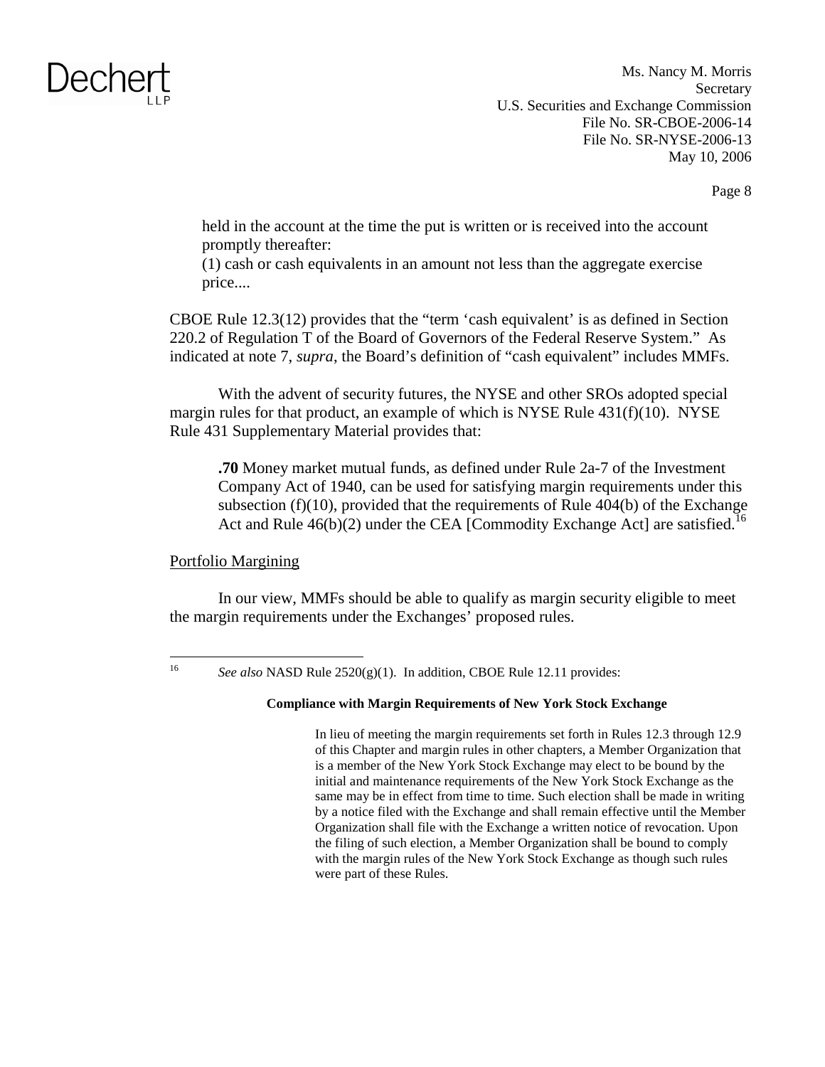> held in the account at the time the put is written or is received into the account promptly thereafter:
> (1) cash or cash equivalents in an amount not less than the aggregate exercise price....

CBOE Rule 12.3(12) provides that the "term 'cash equivalent' is as defined in Section 220.2 of Regulation T of the Board of Governors of the Federal Reserve System." As indicated at note 7, *supra*, the Board's definition of "cash equivalent" includes MMFs.

With the advent of security futures, the NYSE and other SROs adopted special margin rules for that product, an example of which is NYSE Rule 431(f)(10). NYSE Rule 431 Supplementary Material provides that:

> **.70** Money market mutual funds, as defined under Rule 2a-7 of the Investment Company Act of 1940, can be used for satisfying margin requirements under this subsection (f)(10), provided that the requirements of Rule 404(b) of the Exchange Act and Rule 46(b)(2) under the CEA [Commodity Exchange Act] are satisfied.[16]

<u>Portfolio Margining</u>

In our view, MMFs should be able to qualify as margin security eligible to meet the margin requirements under the Exchanges' proposed rules.

---

[16] *See also* NASD Rule 2520(g)(1). In addition, CBOE Rule 12.11 provides:

> **Compliance with Margin Requirements of New York Stock Exchange**
>
> In lieu of meeting the margin requirements set forth in Rules 12.3 through 12.9 of this Chapter and margin rules in other chapters, a Member Organization that is a member of the New York Stock Exchange may elect to be bound by the initial and maintenance requirements of the New York Stock Exchange as the same may be in effect from time to time. Such election shall be made in writing by a notice filed with the Exchange and shall remain effective until the Member Organization shall file with the Exchange a written notice of revocation. Upon the filing of such election, a Member Organization shall be bound to comply with the margin rules of the New York Stock Exchange as though such rules were part of these Rules.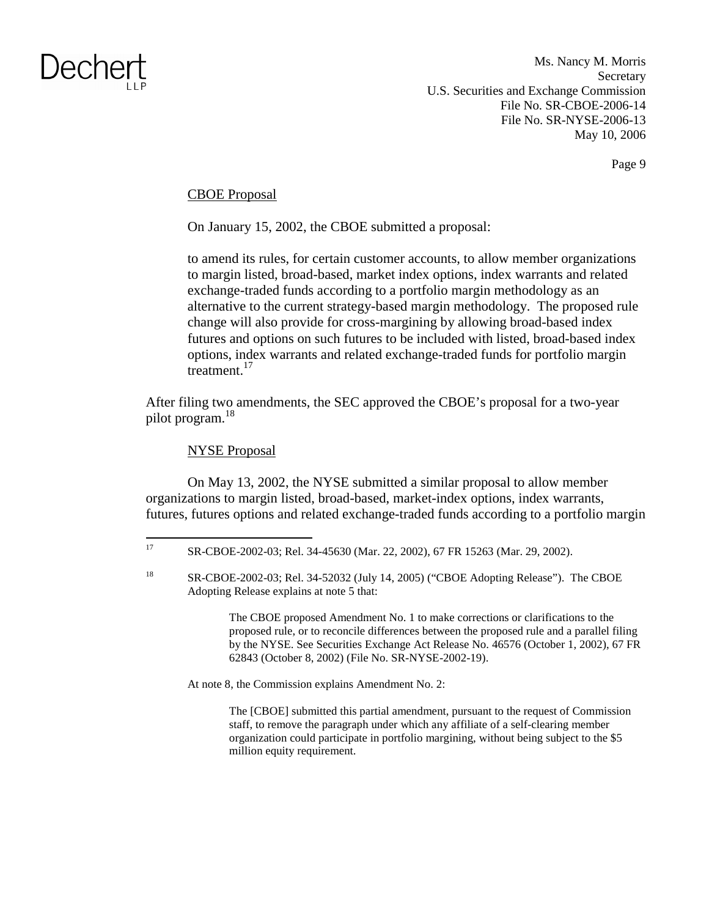CBOE Proposal

On January 15, 2002, the CBOE submitted a proposal:

> to amend its rules, for certain customer accounts, to allow member organizations to margin listed, broad-based, market index options, index warrants and related exchange-traded funds according to a portfolio margin methodology as an alternative to the current strategy-based margin methodology. The proposed rule change will also provide for cross-margining by allowing broad-based index futures and options on such futures to be included with listed, broad-based index options, index warrants and related exchange-traded funds for portfolio margin treatment.[17]

After filing two amendments, the SEC approved the CBOE's proposal for a two-year pilot program.[18]

NYSE Proposal

On May 13, 2002, the NYSE submitted a similar proposal to allow member organizations to margin listed, broad-based, market-index options, index warrants, futures, futures options and related exchange-traded funds according to a portfolio margin

---

[17] SR-CBOE-2002-03; Rel. 34-45630 (Mar. 22, 2002), 67 FR 15263 (Mar. 29, 2002).

[18] SR-CBOE-2002-03; Rel. 34-52032 (July 14, 2005) ("CBOE Adopting Release"). The CBOE Adopting Release explains at note 5 that:

> The CBOE proposed Amendment No. 1 to make corrections or clarifications to the proposed rule, or to reconcile differences between the proposed rule and a parallel filing by the NYSE. See Securities Exchange Act Release No. 46576 (October 1, 2002), 67 FR 62843 (October 8, 2002) (File No. SR-NYSE-2002-19).

At note 8, the Commission explains Amendment No. 2:

> The [CBOE] submitted this partial amendment, pursuant to the request of Commission staff, to remove the paragraph under which any affiliate of a self-clearing member organization could participate in portfolio margining, without being subject to the $5 million equity requirement.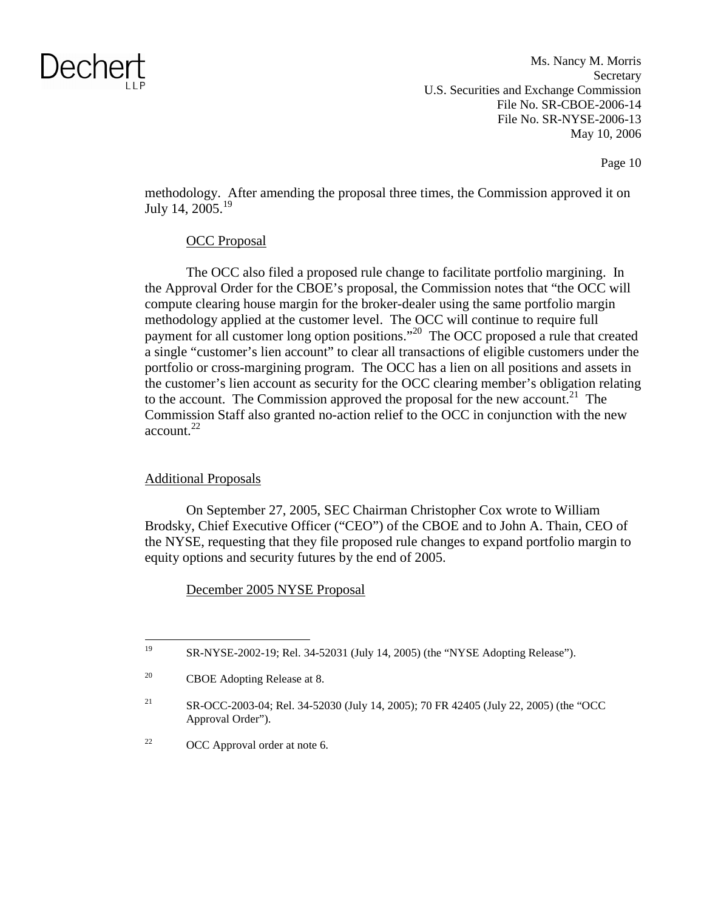methodology. After amending the proposal three times, the Commission approved it on July 14, 2005.[19]

OCC Proposal

The OCC also filed a proposed rule change to facilitate portfolio margining. In the Approval Order for the CBOE's proposal, the Commission notes that "the OCC will compute clearing house margin for the broker-dealer using the same portfolio margin methodology applied at the customer level. The OCC will continue to require full payment for all customer long option positions."[20] The OCC proposed a rule that created a single "customer's lien account" to clear all transactions of eligible customers under the portfolio or cross-margining program. The OCC has a lien on all positions and assets in the customer's lien account as security for the OCC clearing member's obligation relating to the account. The Commission approved the proposal for the new account.[21] The Commission Staff also granted no-action relief to the OCC in conjunction with the new account.[22]

Additional Proposals

On September 27, 2005, SEC Chairman Christopher Cox wrote to William Brodsky, Chief Executive Officer ("CEO") of the CBOE and to John A. Thain, CEO of the NYSE, requesting that they file proposed rule changes to expand portfolio margin to equity options and security futures by the end of 2005.

December 2005 NYSE Proposal

---

[19] SR-NYSE-2002-19; Rel. 34-52031 (July 14, 2005) (the "NYSE Adopting Release").

[20] CBOE Adopting Release at 8.

[21] SR-OCC-2003-04; Rel. 34-52030 (July 14, 2005); 70 FR 42405 (July 22, 2005) (the "OCC Approval Order").

[22] OCC Approval order at note 6.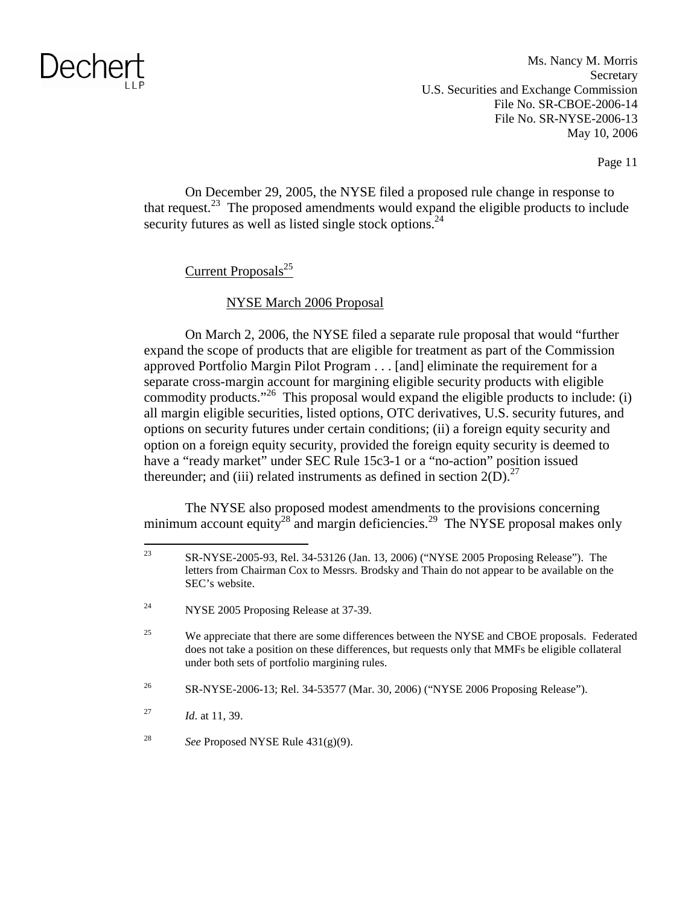On December 29, 2005, the NYSE filed a proposed rule change in response to that request.[23] The proposed amendments would expand the eligible products to include security futures as well as listed single stock options.[24]

Current Proposals[25]

NYSE March 2006 Proposal

On March 2, 2006, the NYSE filed a separate rule proposal that would "further expand the scope of products that are eligible for treatment as part of the Commission approved Portfolio Margin Pilot Program . . . [and] eliminate the requirement for a separate cross-margin account for margining eligible security products with eligible commodity products."[26] This proposal would expand the eligible products to include: (i) all margin eligible securities, listed options, OTC derivatives, U.S. security futures, and options on security futures under certain conditions; (ii) a foreign equity security and option on a foreign equity security, provided the foreign equity security is deemed to have a "ready market" under SEC Rule 15c3-1 or a "no-action" position issued thereunder; and (iii) related instruments as defined in section 2(D).[27]

The NYSE also proposed modest amendments to the provisions concerning minimum account equity[28] and margin deficiencies.[29] The NYSE proposal makes only

---

[23] SR-NYSE-2005-93, Rel. 34-53126 (Jan. 13, 2006) ("NYSE 2005 Proposing Release"). The letters from Chairman Cox to Messrs. Brodsky and Thain do not appear to be available on the SEC's website.

[24] NYSE 2005 Proposing Release at 37-39.

[25] We appreciate that there are some differences between the NYSE and CBOE proposals. Federated does not take a position on these differences, but requests only that MMFs be eligible collateral under both sets of portfolio margining rules.

[26] SR-NYSE-2006-13; Rel. 34-53577 (Mar. 30, 2006) ("NYSE 2006 Proposing Release").

[27] *Id*. at 11, 39.

[28] *See* Proposed NYSE Rule 431(g)(9).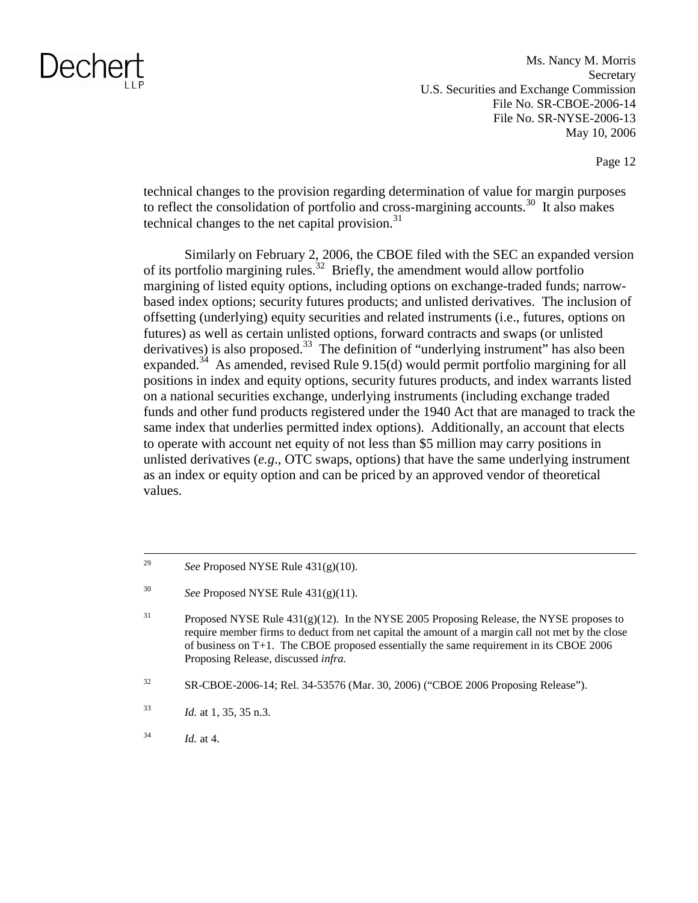technical changes to the provision regarding determination of value for margin purposes to reflect the consolidation of portfolio and cross-margining accounts.[30] It also makes technical changes to the net capital provision.[31]

Similarly on February 2, 2006, the CBOE filed with the SEC an expanded version of its portfolio margining rules.[32] Briefly, the amendment would allow portfolio margining of listed equity options, including options on exchange-traded funds; narrow-based index options; security futures products; and unlisted derivatives. The inclusion of offsetting (underlying) equity securities and related instruments (i.e., futures, options on futures) as well as certain unlisted options, forward contracts and swaps (or unlisted derivatives) is also proposed.[33] The definition of "underlying instrument" has also been expanded.[34] As amended, revised Rule 9.15(d) would permit portfolio margining for all positions in index and equity options, security futures products, and index warrants listed on a national securities exchange, underlying instruments (including exchange traded funds and other fund products registered under the 1940 Act that are managed to track the same index that underlies permitted index options). Additionally, an account that elects to operate with account net equity of not less than $5 million may carry positions in unlisted derivatives (*e.g*., OTC swaps, options) that have the same underlying instrument as an index or equity option and can be priced by an approved vendor of theoretical values.

---

29 *See* Proposed NYSE Rule 431(g)(10).

30 *See* Proposed NYSE Rule 431(g)(11).

31 Proposed NYSE Rule 431(g)(12). In the NYSE 2005 Proposing Release, the NYSE proposes to require member firms to deduct from net capital the amount of a margin call not met by the close of business on T+1. The CBOE proposed essentially the same requirement in its CBOE 2006 Proposing Release, discussed *infra.*

32 SR-CBOE-2006-14; Rel. 34-53576 (Mar. 30, 2006) ("CBOE 2006 Proposing Release").

33 *Id.* at 1, 35, 35 n.3.

34 *Id.* at 4.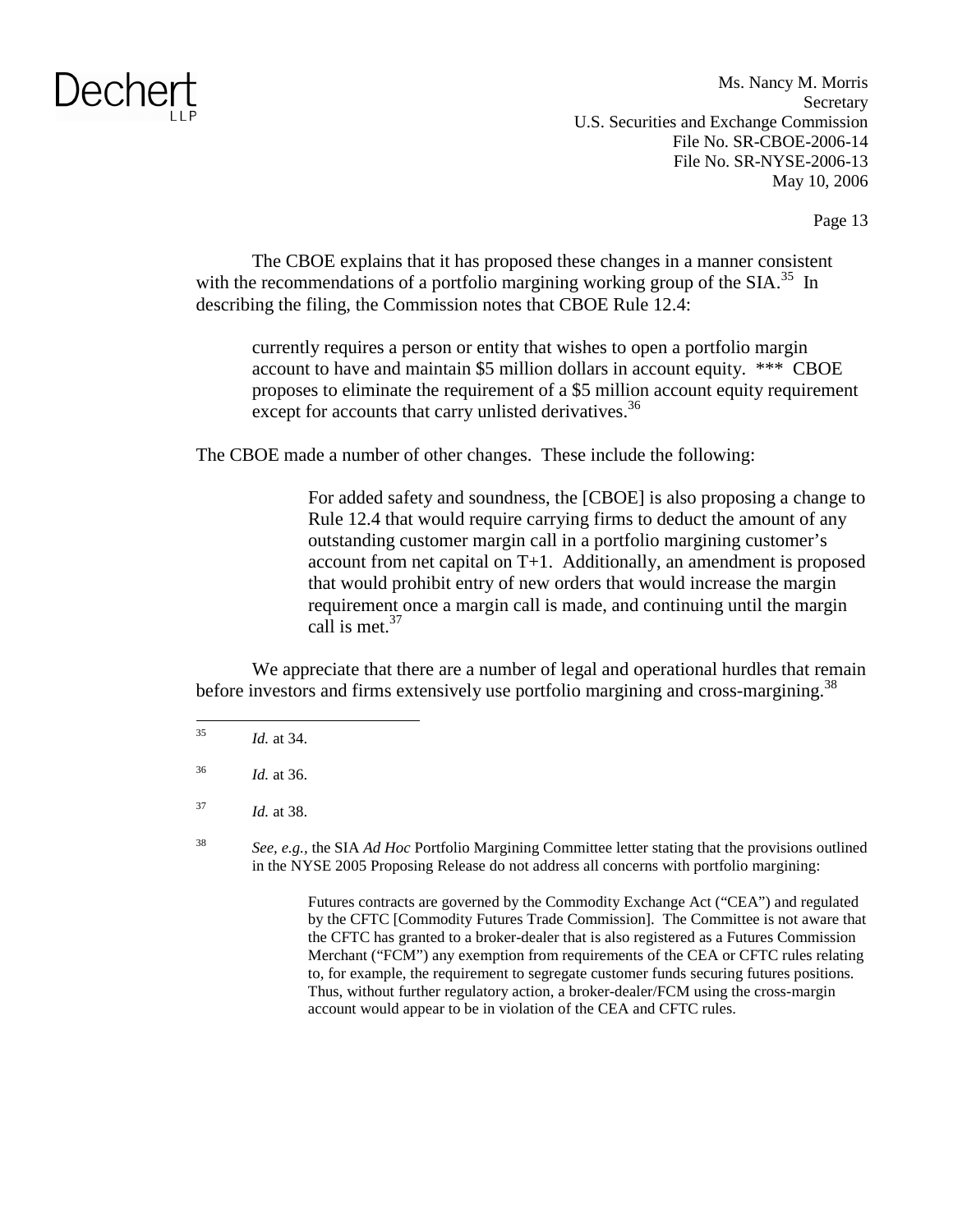The CBOE explains that it has proposed these changes in a manner consistent with the recommendations of a portfolio margining working group of the SIA.[35] In describing the filing, the Commission notes that CBOE Rule 12.4:

> currently requires a person or entity that wishes to open a portfolio margin account to have and maintain $5 million dollars in account equity. *** CBOE proposes to eliminate the requirement of a $5 million account equity requirement except for accounts that carry unlisted derivatives.[36]

The CBOE made a number of other changes. These include the following:

> For added safety and soundness, the [CBOE] is also proposing a change to Rule 12.4 that would require carrying firms to deduct the amount of any outstanding customer margin call in a portfolio margining customer's account from net capital on T+1. Additionally, an amendment is proposed that would prohibit entry of new orders that would increase the margin requirement once a margin call is made, and continuing until the margin call is met.[37]

We appreciate that there are a number of legal and operational hurdles that remain before investors and firms extensively use portfolio margining and cross-margining.[38]

---

[35] *Id.* at 34.

[36] *Id.* at 36.

[37] *Id.* at 38.

[38] *See, e.g.,* the SIA *Ad Hoc* Portfolio Margining Committee letter stating that the provisions outlined in the NYSE 2005 Proposing Release do not address all concerns with portfolio margining:

> Futures contracts are governed by the Commodity Exchange Act ("CEA") and regulated by the CFTC [Commodity Futures Trade Commission]. The Committee is not aware that the CFTC has granted to a broker-dealer that is also registered as a Futures Commission Merchant ("FCM") any exemption from requirements of the CEA or CFTC rules relating to, for example, the requirement to segregate customer funds securing futures positions. Thus, without further regulatory action, a broker-dealer/FCM using the cross-margin account would appear to be in violation of the CEA and CFTC rules.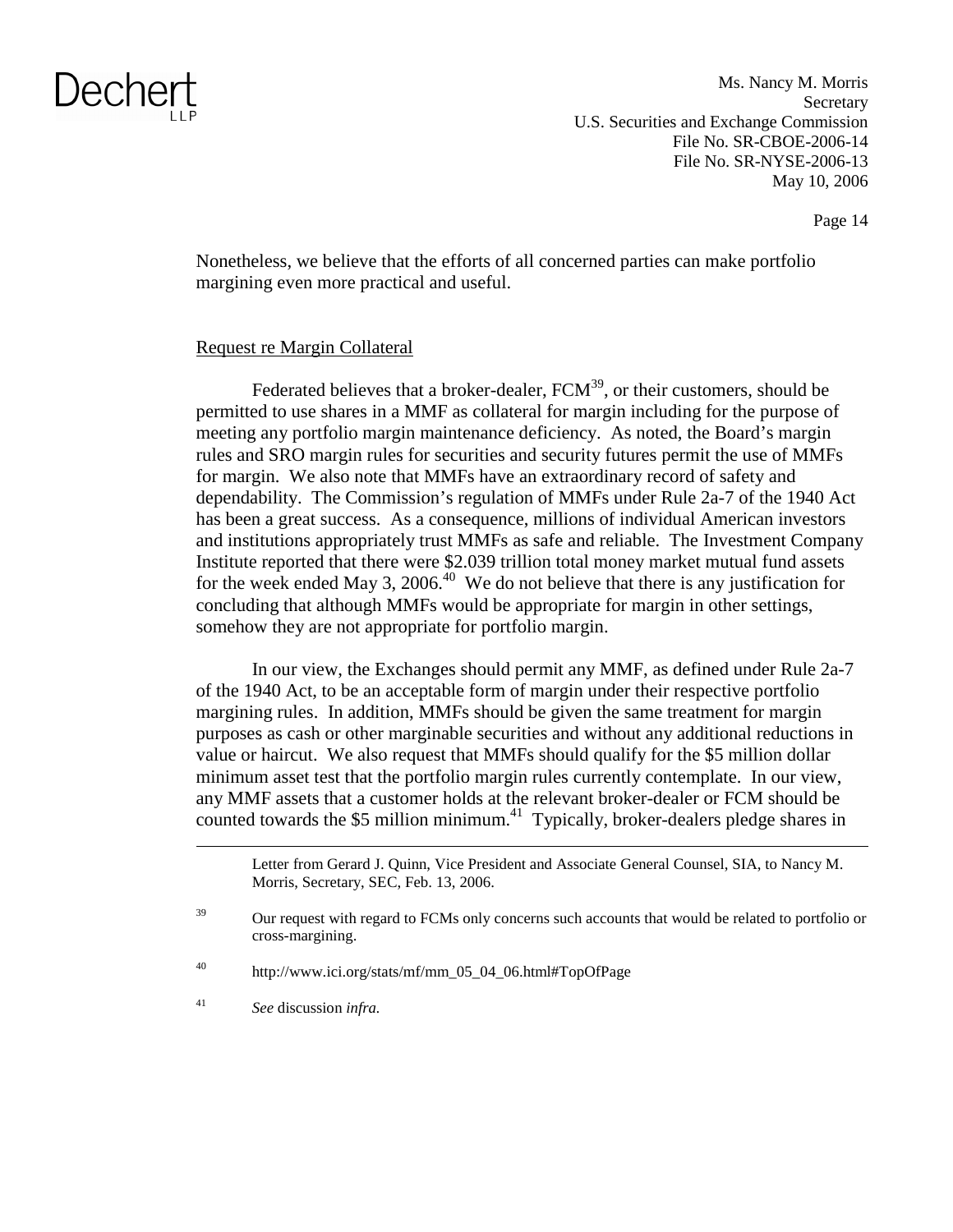Nonetheless, we believe that the efforts of all concerned parties can make portfolio margining even more practical and useful.

Request re Margin Collateral

Federated believes that a broker-dealer, FCM[39], or their customers, should be permitted to use shares in a MMF as collateral for margin including for the purpose of meeting any portfolio margin maintenance deficiency. As noted, the Board's margin rules and SRO margin rules for securities and security futures permit the use of MMFs for margin. We also note that MMFs have an extraordinary record of safety and dependability. The Commission's regulation of MMFs under Rule 2a-7 of the 1940 Act has been a great success. As a consequence, millions of individual American investors and institutions appropriately trust MMFs as safe and reliable. The Investment Company Institute reported that there were $2.039 trillion total money market mutual fund assets for the week ended May 3, 2006.[40] We do not believe that there is any justification for concluding that although MMFs would be appropriate for margin in other settings, somehow they are not appropriate for portfolio margin.

In our view, the Exchanges should permit any MMF, as defined under Rule 2a-7 of the 1940 Act, to be an acceptable form of margin under their respective portfolio margining rules. In addition, MMFs should be given the same treatment for margin purposes as cash or other marginable securities and without any additional reductions in value or haircut. We also request that MMFs should qualify for the $5 million dollar minimum asset test that the portfolio margin rules currently contemplate. In our view, any MMF assets that a customer holds at the relevant broker-dealer or FCM should be counted towards the $5 million minimum.[41] Typically, broker-dealers pledge shares in

---

Letter from Gerard J. Quinn, Vice President and Associate General Counsel, SIA, to Nancy M. Morris, Secretary, SEC, Feb. 13, 2006.

[39] Our request with regard to FCMs only concerns such accounts that would be related to portfolio or cross-margining.

[40] http://www.ici.org/stats/mf/mm_05_04_06.html#TopOfPage

[41] *See* discussion *infra.*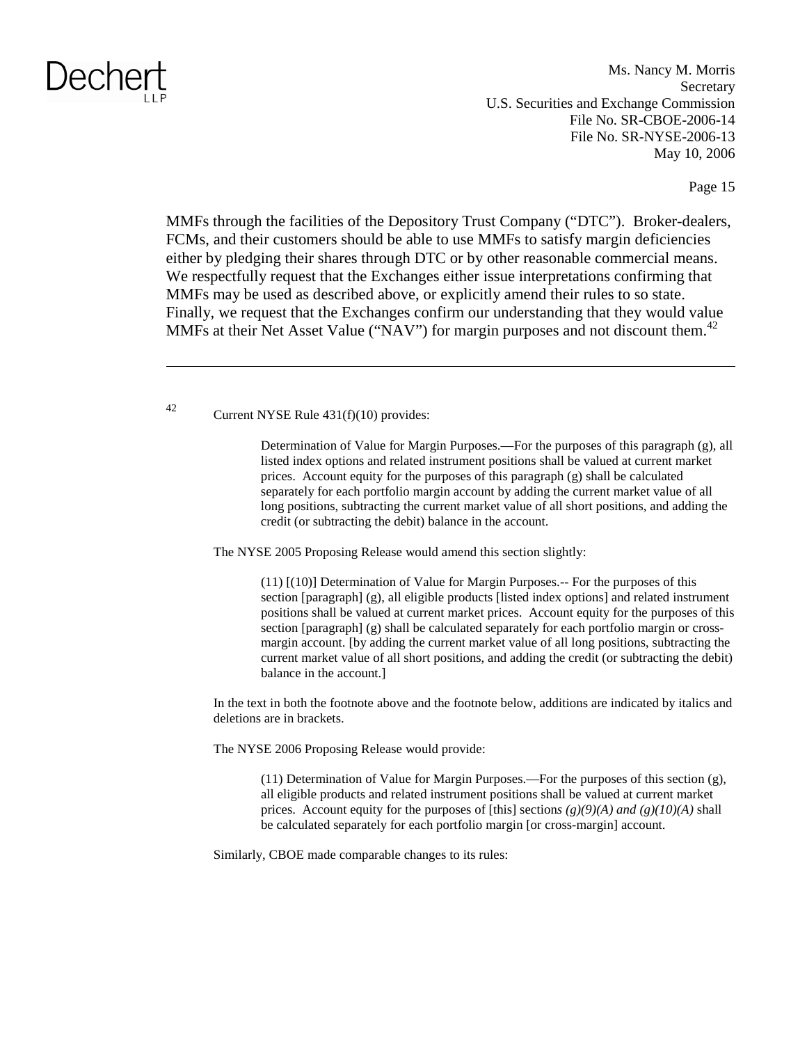MMFs through the facilities of the Depository Trust Company ("DTC"). Broker-dealers, FCMs, and their customers should be able to use MMFs to satisfy margin deficiencies either by pledging their shares through DTC or by other reasonable commercial means. We respectfully request that the Exchanges either issue interpretations confirming that MMFs may be used as described above, or explicitly amend their rules to so state. Finally, we request that the Exchanges confirm our understanding that they would value MMFs at their Net Asset Value ("NAV") for margin purposes and not discount them.[42]

---

[42] Current NYSE Rule 431(f)(10) provides:

> Determination of Value for Margin Purposes.—For the purposes of this paragraph (g), all listed index options and related instrument positions shall be valued at current market prices. Account equity for the purposes of this paragraph (g) shall be calculated separately for each portfolio margin account by adding the current market value of all long positions, subtracting the current market value of all short positions, and adding the credit (or subtracting the debit) balance in the account.

The NYSE 2005 Proposing Release would amend this section slightly:

> (11) [(10)] Determination of Value for Margin Purposes.-- For the purposes of this section [paragraph] (g), all eligible products [listed index options] and related instrument positions shall be valued at current market prices. Account equity for the purposes of this section [paragraph] (g) shall be calculated separately for each portfolio margin or cross-margin account. [by adding the current market value of all long positions, subtracting the current market value of all short positions, and adding the credit (or subtracting the debit) balance in the account.]

In the text in both the footnote above and the footnote below, additions are indicated by italics and deletions are in brackets.

The NYSE 2006 Proposing Release would provide:

> (11) Determination of Value for Margin Purposes.—For the purposes of this section (g), all eligible products and related instrument positions shall be valued at current market prices. Account equity for the purposes of [this] section*s (g)(9)(A) and (g)(10)(A)* shall be calculated separately for each portfolio margin [or cross-margin] account.

Similarly, CBOE made comparable changes to its rules: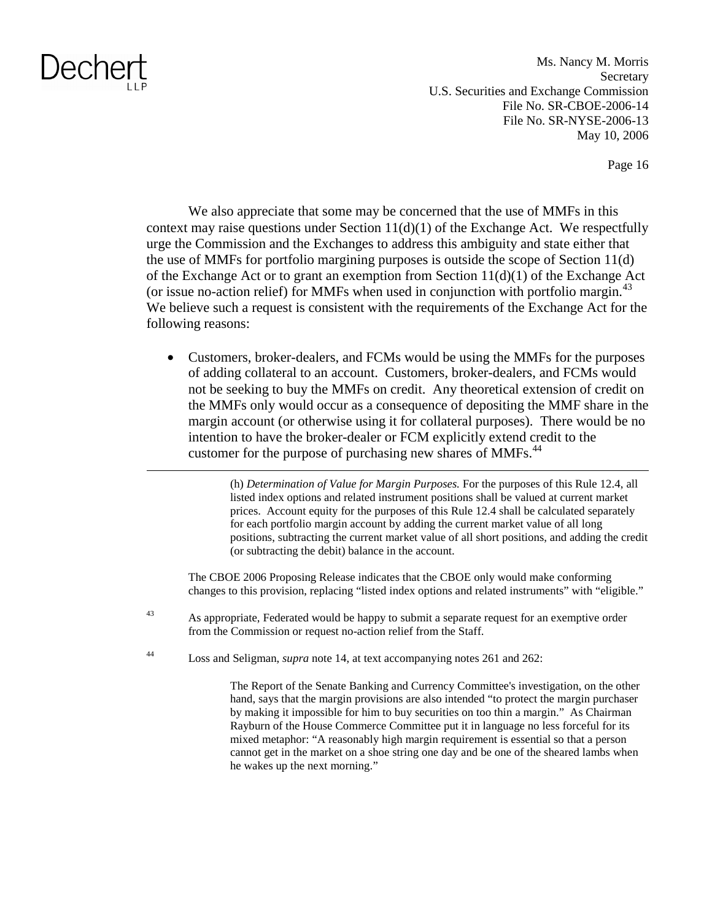We also appreciate that some may be concerned that the use of MMFs in this context may raise questions under Section 11(d)(1) of the Exchange Act. We respectfully urge the Commission and the Exchanges to address this ambiguity and state either that the use of MMFs for portfolio margining purposes is outside the scope of Section 11(d) of the Exchange Act or to grant an exemption from Section 11(d)(1) of the Exchange Act (or issue no-action relief) for MMFs when used in conjunction with portfolio margin.[43] We believe such a request is consistent with the requirements of the Exchange Act for the following reasons:

- Customers, broker-dealers, and FCMs would be using the MMFs for the purposes of adding collateral to an account. Customers, broker-dealers, and FCMs would not be seeking to buy the MMFs on credit. Any theoretical extension of credit on the MMFs only would occur as a consequence of depositing the MMF share in the margin account (or otherwise using it for collateral purposes). There would be no intention to have the broker-dealer or FCM explicitly extend credit to the customer for the purpose of purchasing new shares of MMFs.[44]

---

> (h) *Determination of Value for Margin Purposes.* For the purposes of this Rule 12.4, all listed index options and related instrument positions shall be valued at current market prices. Account equity for the purposes of this Rule 12.4 shall be calculated separately for each portfolio margin account by adding the current market value of all long positions, subtracting the current market value of all short positions, and adding the credit (or subtracting the debit) balance in the account.

The CBOE 2006 Proposing Release indicates that the CBOE only would make conforming changes to this provision, replacing "listed index options and related instruments" with "eligible."

[43] As appropriate, Federated would be happy to submit a separate request for an exemptive order from the Commission or request no-action relief from the Staff.

[44] Loss and Seligman, *supra* note 14, at text accompanying notes 261 and 262:

> The Report of the Senate Banking and Currency Committee's investigation, on the other hand, says that the margin provisions are also intended "to protect the margin purchaser by making it impossible for him to buy securities on too thin a margin." As Chairman Rayburn of the House Commerce Committee put it in language no less forceful for its mixed metaphor: "A reasonably high margin requirement is essential so that a person cannot get in the market on a shoe string one day and be one of the sheared lambs when he wakes up the next morning."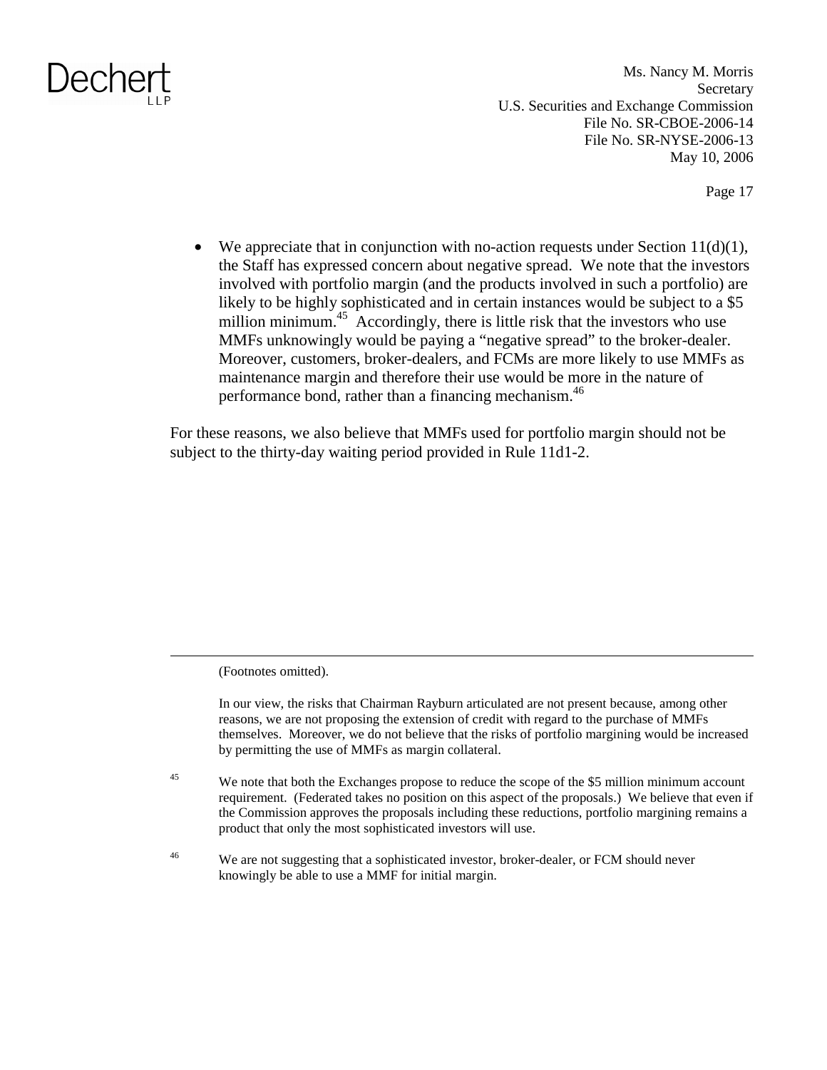- We appreciate that in conjunction with no-action requests under Section 11(d)(1), the Staff has expressed concern about negative spread. We note that the investors involved with portfolio margin (and the products involved in such a portfolio) are likely to be highly sophisticated and in certain instances would be subject to a $5 million minimum.[45] Accordingly, there is little risk that the investors who use MMFs unknowingly would be paying a "negative spread" to the broker-dealer. Moreover, customers, broker-dealers, and FCMs are more likely to use MMFs as maintenance margin and therefore their use would be more in the nature of performance bond, rather than a financing mechanism.[46]

For these reasons, we also believe that MMFs used for portfolio margin should not be subject to the thirty-day waiting period provided in Rule 11d1-2.

---

(Footnotes omitted).

In our view, the risks that Chairman Rayburn articulated are not present because, among other reasons, we are not proposing the extension of credit with regard to the purchase of MMFs themselves. Moreover, we do not believe that the risks of portfolio margining would be increased by permitting the use of MMFs as margin collateral.

[45] We note that both the Exchanges propose to reduce the scope of the $5 million minimum account requirement. (Federated takes no position on this aspect of the proposals.) We believe that even if the Commission approves the proposals including these reductions, portfolio margining remains a product that only the most sophisticated investors will use.

[46] We are not suggesting that a sophisticated investor, broker-dealer, or FCM should never knowingly be able to use a MMF for initial margin.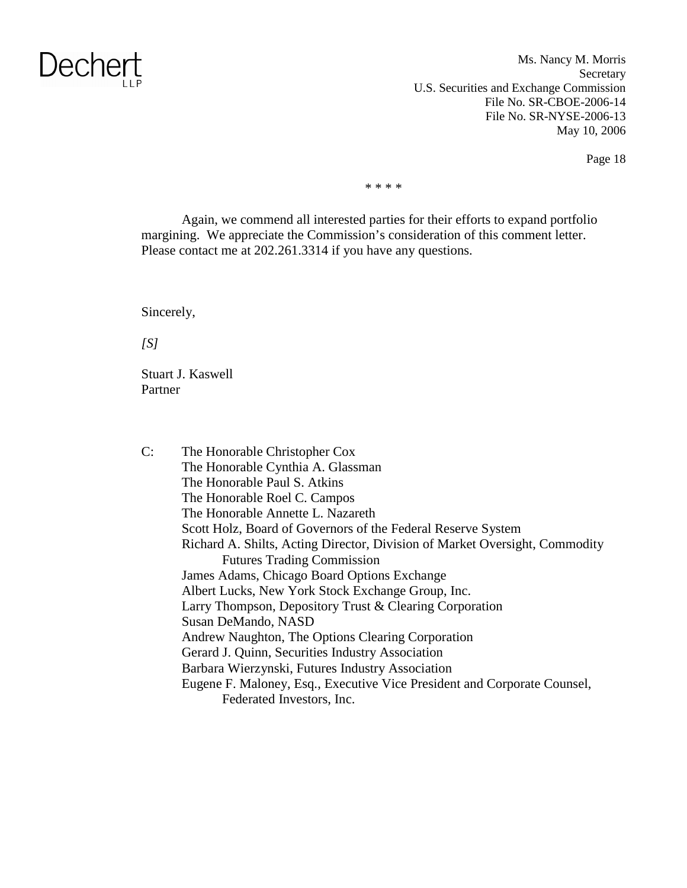* * * *

Again, we commend all interested parties for their efforts to expand portfolio margining. We appreciate the Commission's consideration of this comment letter. Please contact me at 202.261.3314 if you have any questions.

Sincerely,

*[S]*

Stuart J. Kaswell
Partner

C: The Honorable Christopher Cox
The Honorable Cynthia A. Glassman
The Honorable Paul S. Atkins
The Honorable Roel C. Campos
The Honorable Annette L. Nazareth
Scott Holz, Board of Governors of the Federal Reserve System
Richard A. Shilts, Acting Director, Division of Market Oversight, Commodity Futures Trading Commission
James Adams, Chicago Board Options Exchange
Albert Lucks, New York Stock Exchange Group, Inc.
Larry Thompson, Depository Trust & Clearing Corporation
Susan DeMando, NASD
Andrew Naughton, The Options Clearing Corporation
Gerard J. Quinn, Securities Industry Association
Barbara Wierzynski, Futures Industry Association
Eugene F. Maloney, Esq., Executive Vice President and Corporate Counsel, Federated Investors, Inc.